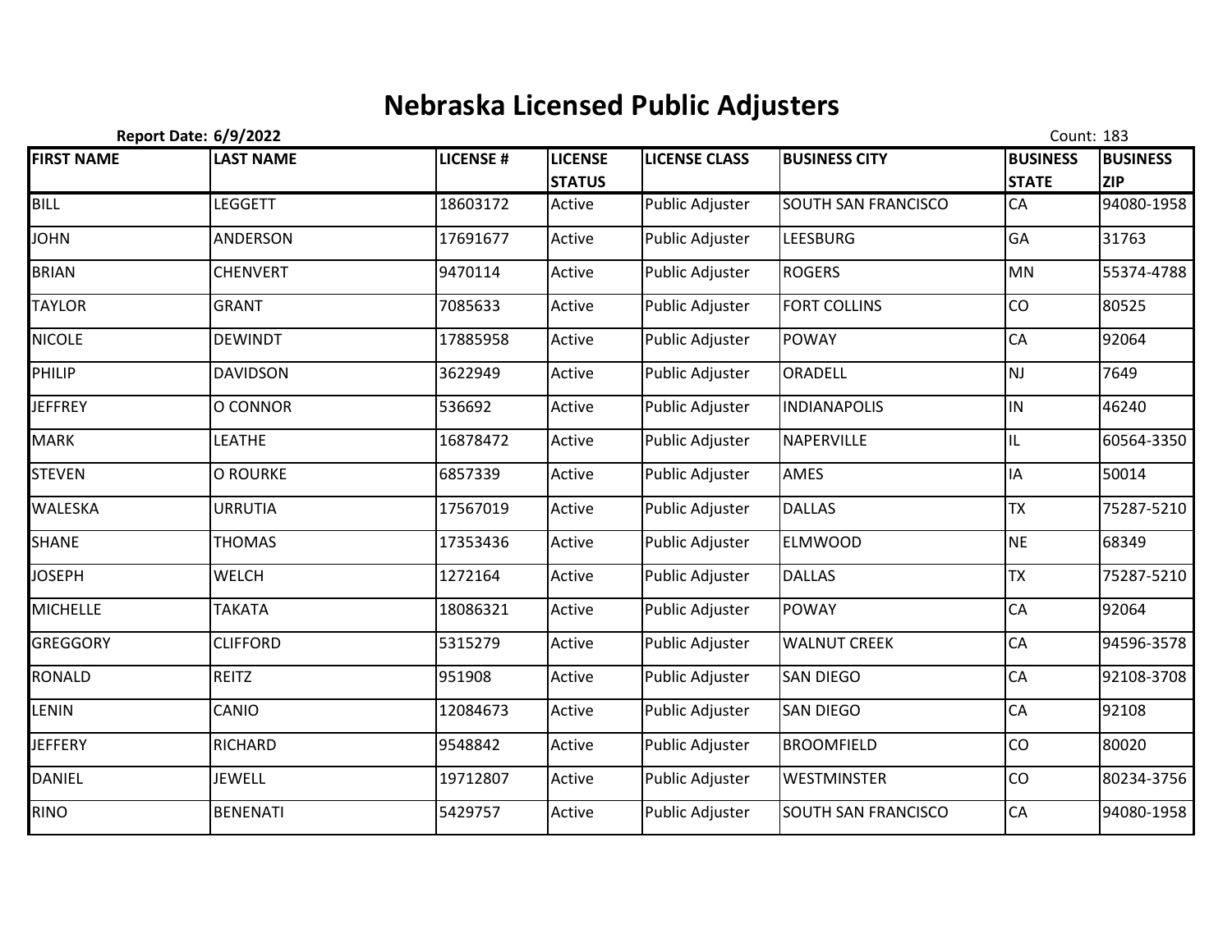# Nebraska Licensed Public Adjusters

**Report Date: 6/9/2022** Count: 183

| FIRST NAME | LAST NAME | LICENSE # | LICENSE STATUS | LICENSE CLASS | BUSINESS CITY | BUSINESS STATE | BUSINESS ZIP |
|---|---|---|---|---|---|---|---|
| BILL | LEGGETT | 18603172 | Active | Public Adjuster | SOUTH SAN FRANCISCO | CA | 94080-1958 |
| JOHN | ANDERSON | 17691677 | Active | Public Adjuster | LEESBURG | GA | 31763 |
| BRIAN | CHENVERT | 9470114 | Active | Public Adjuster | ROGERS | MN | 55374-4788 |
| TAYLOR | GRANT | 7085633 | Active | Public Adjuster | FORT COLLINS | CO | 80525 |
| NICOLE | DEWINDT | 17885958 | Active | Public Adjuster | POWAY | CA | 92064 |
| PHILIP | DAVIDSON | 3622949 | Active | Public Adjuster | ORADELL | NJ | 7649 |
| JEFFREY | O CONNOR | 536692 | Active | Public Adjuster | INDIANAPOLIS | IN | 46240 |
| MARK | LEATHE | 16878472 | Active | Public Adjuster | NAPERVILLE | IL | 60564-3350 |
| STEVEN | O ROURKE | 6857339 | Active | Public Adjuster | AMES | IA | 50014 |
| WALESKA | URRUTIA | 17567019 | Active | Public Adjuster | DALLAS | TX | 75287-5210 |
| SHANE | THOMAS | 17353436 | Active | Public Adjuster | ELMWOOD | NE | 68349 |
| JOSEPH | WELCH | 1272164 | Active | Public Adjuster | DALLAS | TX | 75287-5210 |
| MICHELLE | TAKATA | 18086321 | Active | Public Adjuster | POWAY | CA | 92064 |
| GREGGORY | CLIFFORD | 5315279 | Active | Public Adjuster | WALNUT CREEK | CA | 94596-3578 |
| RONALD | REITZ | 951908 | Active | Public Adjuster | SAN DIEGO | CA | 92108-3708 |
| LENIN | CANIO | 12084673 | Active | Public Adjuster | SAN DIEGO | CA | 92108 |
| JEFFERY | RICHARD | 9548842 | Active | Public Adjuster | BROOMFIELD | CO | 80020 |
| DANIEL | JEWELL | 19712807 | Active | Public Adjuster | WESTMINSTER | CO | 80234-3756 |
| RINO | BENENATI | 5429757 | Active | Public Adjuster | SOUTH SAN FRANCISCO | CA | 94080-1958 |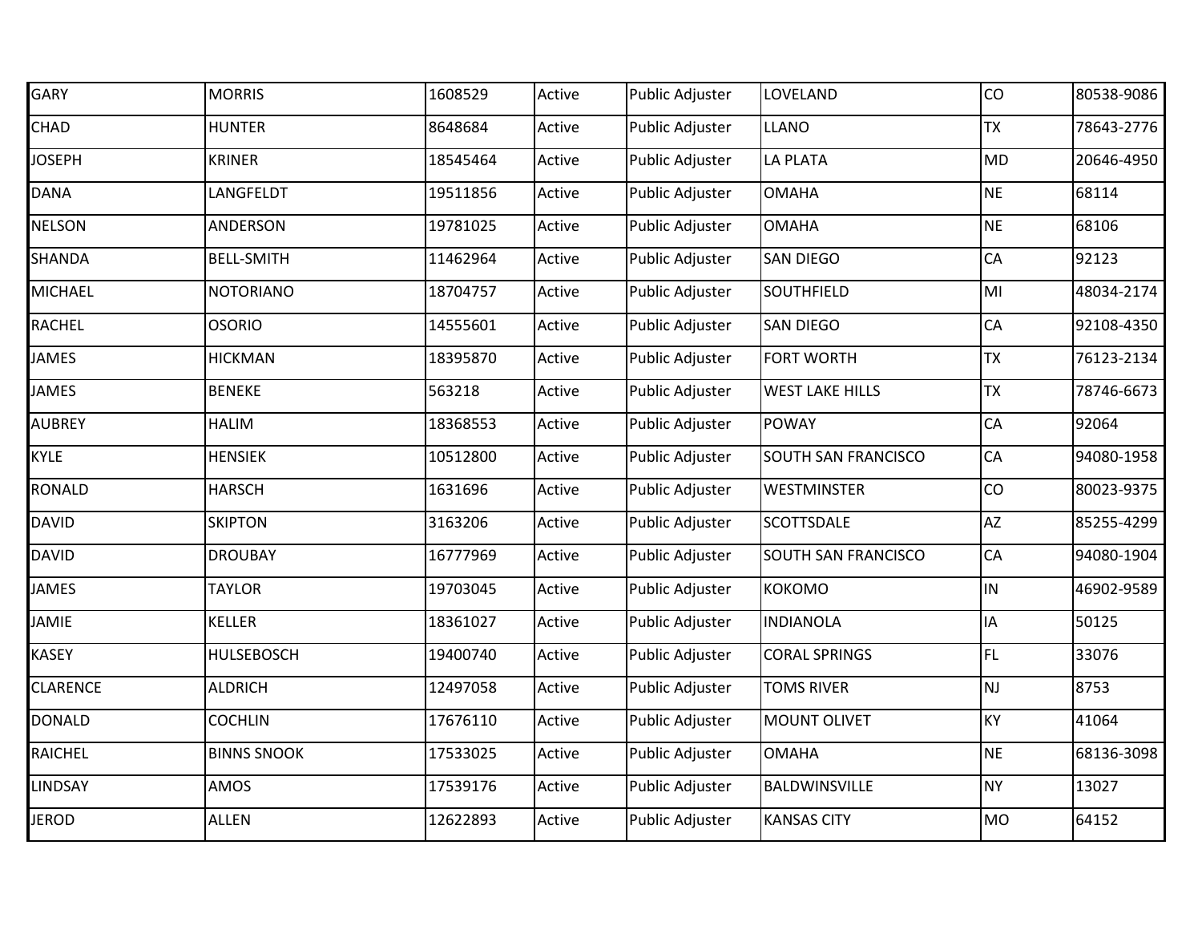| | | | | | | | |
|---|---|---|---|---|---|---|---|
| GARY | MORRIS | 1608529 | Active | Public Adjuster | LOVELAND | CO | 80538-9086 |
| CHAD | HUNTER | 8648684 | Active | Public Adjuster | LLANO | TX | 78643-2776 |
| JOSEPH | KRINER | 18545464 | Active | Public Adjuster | LA PLATA | MD | 20646-4950 |
| DANA | LANGFELDT | 19511856 | Active | Public Adjuster | OMAHA | NE | 68114 |
| NELSON | ANDERSON | 19781025 | Active | Public Adjuster | OMAHA | NE | 68106 |
| SHANDA | BELL-SMITH | 11462964 | Active | Public Adjuster | SAN DIEGO | CA | 92123 |
| MICHAEL | NOTORIANO | 18704757 | Active | Public Adjuster | SOUTHFIELD | MI | 48034-2174 |
| RACHEL | OSORIO | 14555601 | Active | Public Adjuster | SAN DIEGO | CA | 92108-4350 |
| JAMES | HICKMAN | 18395870 | Active | Public Adjuster | FORT WORTH | TX | 76123-2134 |
| JAMES | BENEKE | 563218 | Active | Public Adjuster | WEST LAKE HILLS | TX | 78746-6673 |
| AUBREY | HALIM | 18368553 | Active | Public Adjuster | POWAY | CA | 92064 |
| KYLE | HENSIEK | 10512800 | Active | Public Adjuster | SOUTH SAN FRANCISCO | CA | 94080-1958 |
| RONALD | HARSCH | 1631696 | Active | Public Adjuster | WESTMINSTER | CO | 80023-9375 |
| DAVID | SKIPTON | 3163206 | Active | Public Adjuster | SCOTTSDALE | AZ | 85255-4299 |
| DAVID | DROUBAY | 16777969 | Active | Public Adjuster | SOUTH SAN FRANCISCO | CA | 94080-1904 |
| JAMES | TAYLOR | 19703045 | Active | Public Adjuster | KOKOMO | IN | 46902-9589 |
| JAMIE | KELLER | 18361027 | Active | Public Adjuster | INDIANOLA | IA | 50125 |
| KASEY | HULSEBOSCH | 19400740 | Active | Public Adjuster | CORAL SPRINGS | FL | 33076 |
| CLARENCE | ALDRICH | 12497058 | Active | Public Adjuster | TOMS RIVER | NJ | 8753 |
| DONALD | COCHLIN | 17676110 | Active | Public Adjuster | MOUNT OLIVET | KY | 41064 |
| RAICHEL | BINNS SNOOK | 17533025 | Active | Public Adjuster | OMAHA | NE | 68136-3098 |
| LINDSAY | AMOS | 17539176 | Active | Public Adjuster | BALDWINSVILLE | NY | 13027 |
| JEROD | ALLEN | 12622893 | Active | Public Adjuster | KANSAS CITY | MO | 64152 |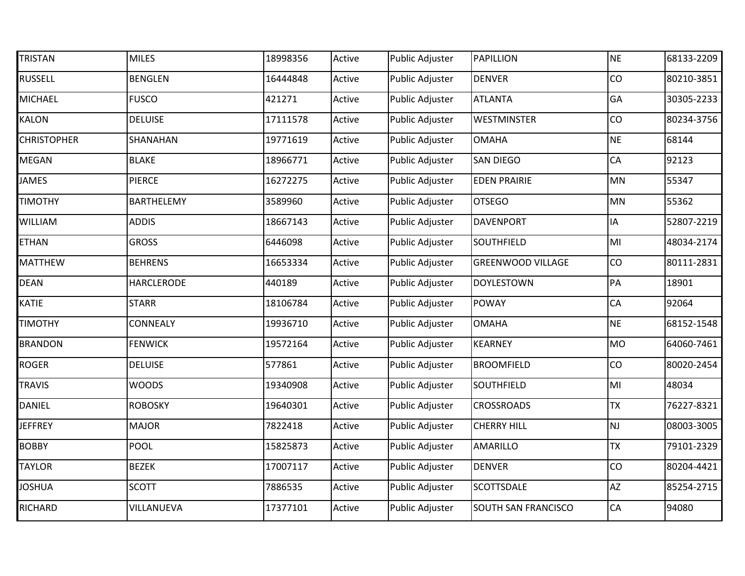| | | | | | | | |
|---|---|---|---|---|---|---|---|
| TRISTAN | MILES | 18998356 | Active | Public Adjuster | PAPILLION | NE | 68133-2209 |
| RUSSELL | BENGLEN | 16444848 | Active | Public Adjuster | DENVER | CO | 80210-3851 |
| MICHAEL | FUSCO | 421271 | Active | Public Adjuster | ATLANTA | GA | 30305-2233 |
| KALON | DELUISE | 17111578 | Active | Public Adjuster | WESTMINSTER | CO | 80234-3756 |
| CHRISTOPHER | SHANAHAN | 19771619 | Active | Public Adjuster | OMAHA | NE | 68144 |
| MEGAN | BLAKE | 18966771 | Active | Public Adjuster | SAN DIEGO | CA | 92123 |
| JAMES | PIERCE | 16272275 | Active | Public Adjuster | EDEN PRAIRIE | MN | 55347 |
| TIMOTHY | BARTHELEMY | 3589960 | Active | Public Adjuster | OTSEGO | MN | 55362 |
| WILLIAM | ADDIS | 18667143 | Active | Public Adjuster | DAVENPORT | IA | 52807-2219 |
| ETHAN | GROSS | 6446098 | Active | Public Adjuster | SOUTHFIELD | MI | 48034-2174 |
| MATTHEW | BEHRENS | 16653334 | Active | Public Adjuster | GREENWOOD VILLAGE | CO | 80111-2831 |
| DEAN | HARCLERODE | 440189 | Active | Public Adjuster | DOYLESTOWN | PA | 18901 |
| KATIE | STARR | 18106784 | Active | Public Adjuster | POWAY | CA | 92064 |
| TIMOTHY | CONNEALY | 19936710 | Active | Public Adjuster | OMAHA | NE | 68152-1548 |
| BRANDON | FENWICK | 19572164 | Active | Public Adjuster | KEARNEY | MO | 64060-7461 |
| ROGER | DELUISE | 577861 | Active | Public Adjuster | BROOMFIELD | CO | 80020-2454 |
| TRAVIS | WOODS | 19340908 | Active | Public Adjuster | SOUTHFIELD | MI | 48034 |
| DANIEL | ROBOSKY | 19640301 | Active | Public Adjuster | CROSSROADS | TX | 76227-8321 |
| JEFFREY | MAJOR | 7822418 | Active | Public Adjuster | CHERRY HILL | NJ | 08003-3005 |
| BOBBY | POOL | 15825873 | Active | Public Adjuster | AMARILLO | TX | 79101-2329 |
| TAYLOR | BEZEK | 17007117 | Active | Public Adjuster | DENVER | CO | 80204-4421 |
| JOSHUA | SCOTT | 7886535 | Active | Public Adjuster | SCOTTSDALE | AZ | 85254-2715 |
| RICHARD | VILLANUEVA | 17377101 | Active | Public Adjuster | SOUTH SAN FRANCISCO | CA | 94080 |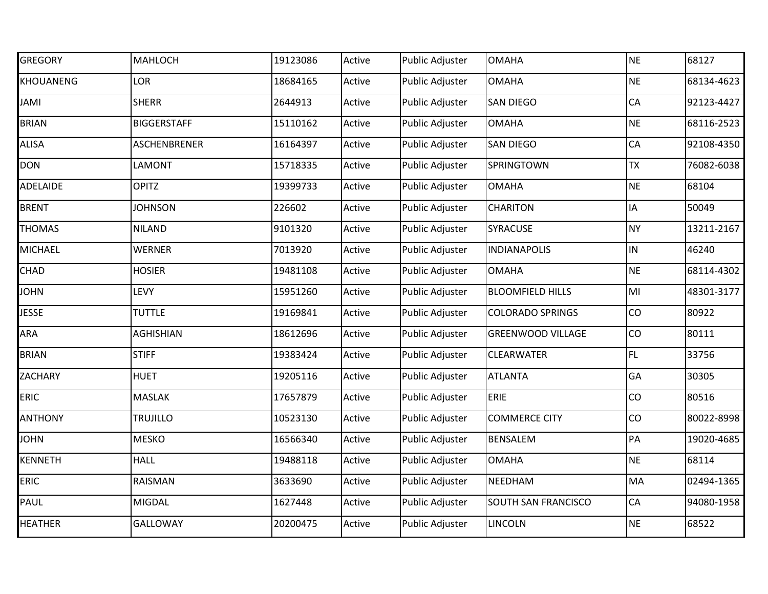| | | | | | | | |
|---|---|---|---|---|---|---|---|
| GREGORY | MAHLOCH | 19123086 | Active | Public Adjuster | OMAHA | NE | 68127 |
| KHOUANENG | LOR | 18684165 | Active | Public Adjuster | OMAHA | NE | 68134-4623 |
| JAMI | SHERR | 2644913 | Active | Public Adjuster | SAN DIEGO | CA | 92123-4427 |
| BRIAN | BIGGERSTAFF | 15110162 | Active | Public Adjuster | OMAHA | NE | 68116-2523 |
| ALISA | ASCHENBRENER | 16164397 | Active | Public Adjuster | SAN DIEGO | CA | 92108-4350 |
| DON | LAMONT | 15718335 | Active | Public Adjuster | SPRINGTOWN | TX | 76082-6038 |
| ADELAIDE | OPITZ | 19399733 | Active | Public Adjuster | OMAHA | NE | 68104 |
| BRENT | JOHNSON | 226602 | Active | Public Adjuster | CHARITON | IA | 50049 |
| THOMAS | NILAND | 9101320 | Active | Public Adjuster | SYRACUSE | NY | 13211-2167 |
| MICHAEL | WERNER | 7013920 | Active | Public Adjuster | INDIANAPOLIS | IN | 46240 |
| CHAD | HOSIER | 19481108 | Active | Public Adjuster | OMAHA | NE | 68114-4302 |
| JOHN | LEVY | 15951260 | Active | Public Adjuster | BLOOMFIELD HILLS | MI | 48301-3177 |
| JESSE | TUTTLE | 19169841 | Active | Public Adjuster | COLORADO SPRINGS | CO | 80922 |
| ARA | AGHISHIAN | 18612696 | Active | Public Adjuster | GREENWOOD VILLAGE | CO | 80111 |
| BRIAN | STIFF | 19383424 | Active | Public Adjuster | CLEARWATER | FL | 33756 |
| ZACHARY | HUET | 19205116 | Active | Public Adjuster | ATLANTA | GA | 30305 |
| ERIC | MASLAK | 17657879 | Active | Public Adjuster | ERIE | CO | 80516 |
| ANTHONY | TRUJILLO | 10523130 | Active | Public Adjuster | COMMERCE CITY | CO | 80022-8998 |
| JOHN | MESKO | 16566340 | Active | Public Adjuster | BENSALEM | PA | 19020-4685 |
| KENNETH | HALL | 19488118 | Active | Public Adjuster | OMAHA | NE | 68114 |
| ERIC | RAISMAN | 3633690 | Active | Public Adjuster | NEEDHAM | MA | 02494-1365 |
| PAUL | MIGDAL | 1627448 | Active | Public Adjuster | SOUTH SAN FRANCISCO | CA | 94080-1958 |
| HEATHER | GALLOWAY | 20200475 | Active | Public Adjuster | LINCOLN | NE | 68522 |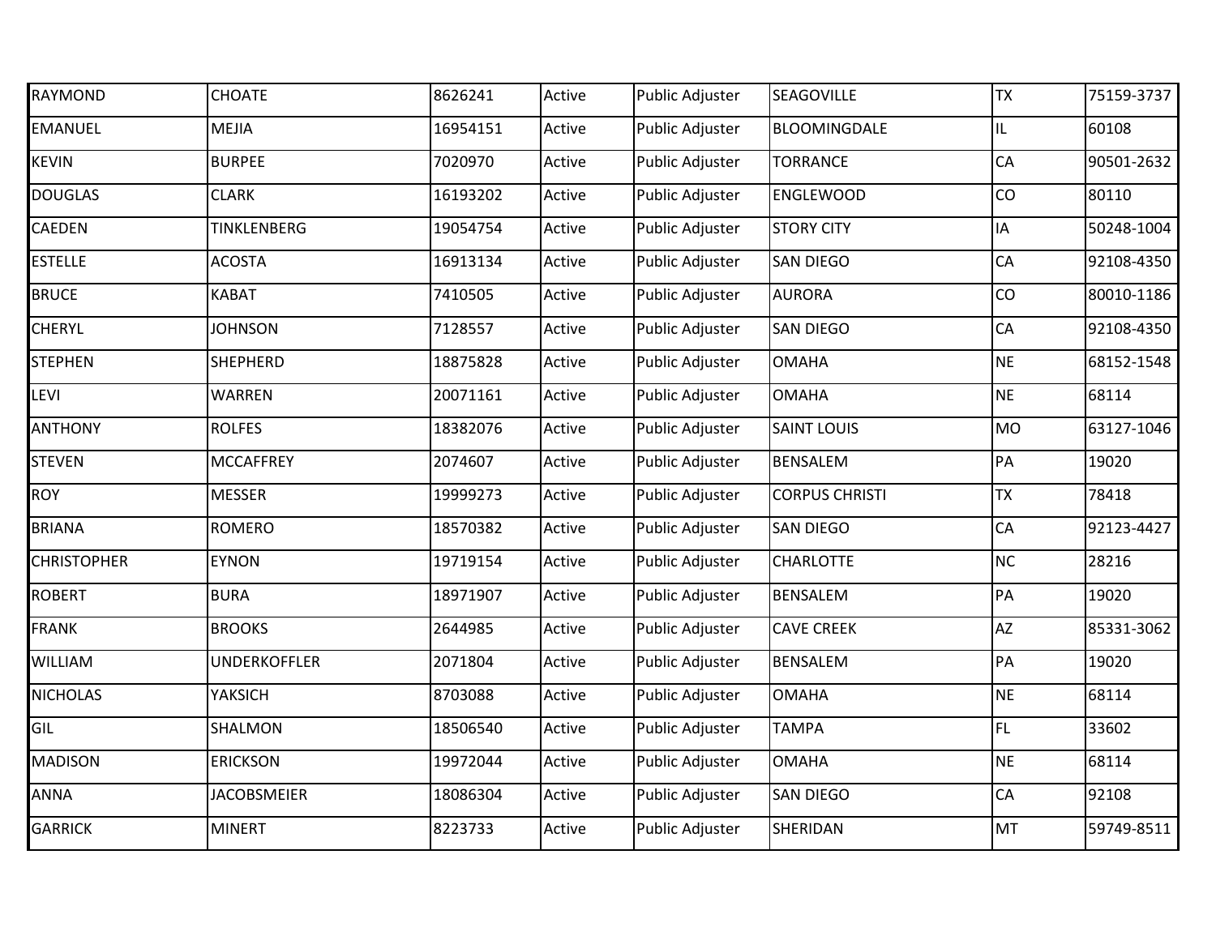| | | | | | | | |
|---|---|---|---|---|---|---|---|
| RAYMOND | CHOATE | 8626241 | Active | Public Adjuster | SEAGOVILLE | TX | 75159-3737 |
| EMANUEL | MEJIA | 16954151 | Active | Public Adjuster | BLOOMINGDALE | IL | 60108 |
| KEVIN | BURPEE | 7020970 | Active | Public Adjuster | TORRANCE | CA | 90501-2632 |
| DOUGLAS | CLARK | 16193202 | Active | Public Adjuster | ENGLEWOOD | CO | 80110 |
| CAEDEN | TINKLENBERG | 19054754 | Active | Public Adjuster | STORY CITY | IA | 50248-1004 |
| ESTELLE | ACOSTA | 16913134 | Active | Public Adjuster | SAN DIEGO | CA | 92108-4350 |
| BRUCE | KABAT | 7410505 | Active | Public Adjuster | AURORA | CO | 80010-1186 |
| CHERYL | JOHNSON | 7128557 | Active | Public Adjuster | SAN DIEGO | CA | 92108-4350 |
| STEPHEN | SHEPHERD | 18875828 | Active | Public Adjuster | OMAHA | NE | 68152-1548 |
| LEVI | WARREN | 20071161 | Active | Public Adjuster | OMAHA | NE | 68114 |
| ANTHONY | ROLFES | 18382076 | Active | Public Adjuster | SAINT LOUIS | MO | 63127-1046 |
| STEVEN | MCCAFFREY | 2074607 | Active | Public Adjuster | BENSALEM | PA | 19020 |
| ROY | MESSER | 19999273 | Active | Public Adjuster | CORPUS CHRISTI | TX | 78418 |
| BRIANA | ROMERO | 18570382 | Active | Public Adjuster | SAN DIEGO | CA | 92123-4427 |
| CHRISTOPHER | EYNON | 19719154 | Active | Public Adjuster | CHARLOTTE | NC | 28216 |
| ROBERT | BURA | 18971907 | Active | Public Adjuster | BENSALEM | PA | 19020 |
| FRANK | BROOKS | 2644985 | Active | Public Adjuster | CAVE CREEK | AZ | 85331-3062 |
| WILLIAM | UNDERKOFFLER | 2071804 | Active | Public Adjuster | BENSALEM | PA | 19020 |
| NICHOLAS | YAKSICH | 8703088 | Active | Public Adjuster | OMAHA | NE | 68114 |
| GIL | SHALMON | 18506540 | Active | Public Adjuster | TAMPA | FL | 33602 |
| MADISON | ERICKSON | 19972044 | Active | Public Adjuster | OMAHA | NE | 68114 |
| ANNA | JACOBSMEIER | 18086304 | Active | Public Adjuster | SAN DIEGO | CA | 92108 |
| GARRICK | MINERT | 8223733 | Active | Public Adjuster | SHERIDAN | MT | 59749-8511 |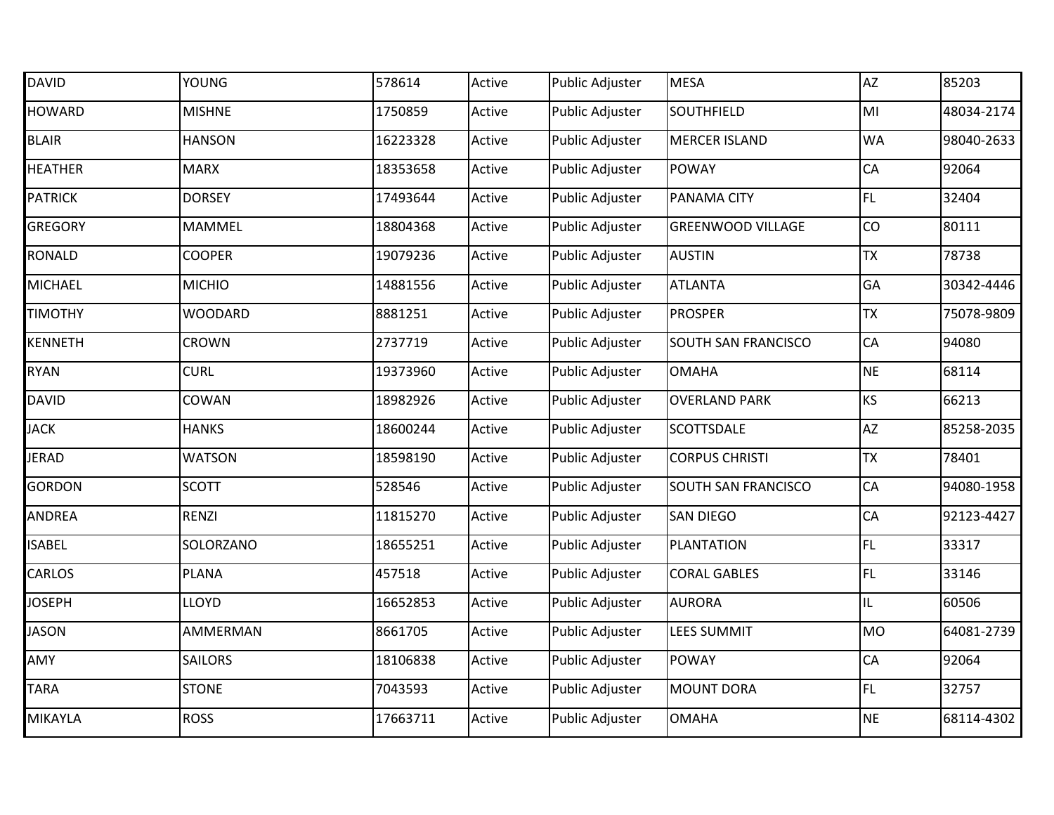| DAVID | YOUNG | 578614 | Active | Public Adjuster | MESA | AZ | 85203 |
|---|---|---|---|---|---|---|---|
| HOWARD | MISHNE | 1750859 | Active | Public Adjuster | SOUTHFIELD | MI | 48034-2174 |
| BLAIR | HANSON | 16223328 | Active | Public Adjuster | MERCER ISLAND | WA | 98040-2633 |
| HEATHER | MARX | 18353658 | Active | Public Adjuster | POWAY | CA | 92064 |
| PATRICK | DORSEY | 17493644 | Active | Public Adjuster | PANAMA CITY | FL | 32404 |
| GREGORY | MAMMEL | 18804368 | Active | Public Adjuster | GREENWOOD VILLAGE | CO | 80111 |
| RONALD | COOPER | 19079236 | Active | Public Adjuster | AUSTIN | TX | 78738 |
| MICHAEL | MICHIO | 14881556 | Active | Public Adjuster | ATLANTA | GA | 30342-4446 |
| TIMOTHY | WOODARD | 8881251 | Active | Public Adjuster | PROSPER | TX | 75078-9809 |
| KENNETH | CROWN | 2737719 | Active | Public Adjuster | SOUTH SAN FRANCISCO | CA | 94080 |
| RYAN | CURL | 19373960 | Active | Public Adjuster | OMAHA | NE | 68114 |
| DAVID | COWAN | 18982926 | Active | Public Adjuster | OVERLAND PARK | KS | 66213 |
| JACK | HANKS | 18600244 | Active | Public Adjuster | SCOTTSDALE | AZ | 85258-2035 |
| JERAD | WATSON | 18598190 | Active | Public Adjuster | CORPUS CHRISTI | TX | 78401 |
| GORDON | SCOTT | 528546 | Active | Public Adjuster | SOUTH SAN FRANCISCO | CA | 94080-1958 |
| ANDREA | RENZI | 11815270 | Active | Public Adjuster | SAN DIEGO | CA | 92123-4427 |
| ISABEL | SOLORZANO | 18655251 | Active | Public Adjuster | PLANTATION | FL | 33317 |
| CARLOS | PLANA | 457518 | Active | Public Adjuster | CORAL GABLES | FL | 33146 |
| JOSEPH | LLOYD | 16652853 | Active | Public Adjuster | AURORA | IL | 60506 |
| JASON | AMMERMAN | 8661705 | Active | Public Adjuster | LEES SUMMIT | MO | 64081-2739 |
| AMY | SAILORS | 18106838 | Active | Public Adjuster | POWAY | CA | 92064 |
| TARA | STONE | 7043593 | Active | Public Adjuster | MOUNT DORA | FL | 32757 |
| MIKAYLA | ROSS | 17663711 | Active | Public Adjuster | OMAHA | NE | 68114-4302 |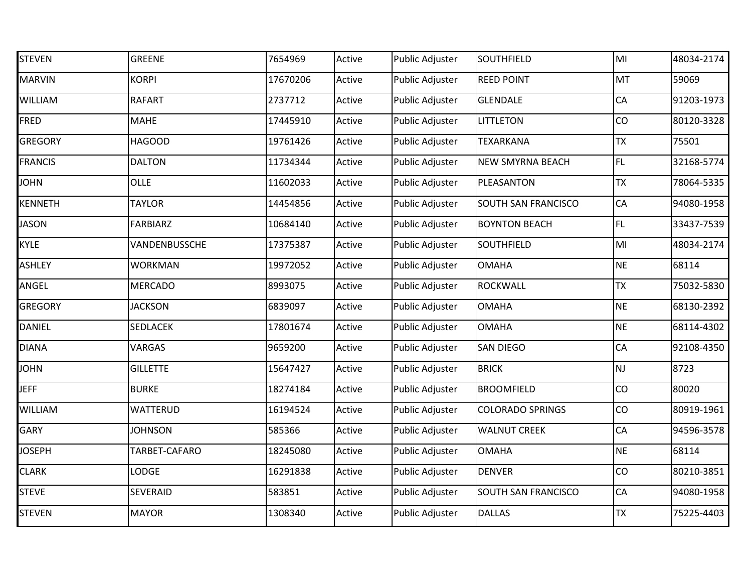| | | | | | | | |
|---|---|---|---|---|---|---|---|
| STEVEN | GREENE | 7654969 | Active | Public Adjuster | SOUTHFIELD | MI | 48034-2174 |
| MARVIN | KORPI | 17670206 | Active | Public Adjuster | REED POINT | MT | 59069 |
| WILLIAM | RAFART | 2737712 | Active | Public Adjuster | GLENDALE | CA | 91203-1973 |
| FRED | MAHE | 17445910 | Active | Public Adjuster | LITTLETON | CO | 80120-3328 |
| GREGORY | HAGOOD | 19761426 | Active | Public Adjuster | TEXARKANA | TX | 75501 |
| FRANCIS | DALTON | 11734344 | Active | Public Adjuster | NEW SMYRNA BEACH | FL | 32168-5774 |
| JOHN | OLLE | 11602033 | Active | Public Adjuster | PLEASANTON | TX | 78064-5335 |
| KENNETH | TAYLOR | 14454856 | Active | Public Adjuster | SOUTH SAN FRANCISCO | CA | 94080-1958 |
| JASON | FARBIARZ | 10684140 | Active | Public Adjuster | BOYNTON BEACH | FL | 33437-7539 |
| KYLE | VANDENBUSSCHE | 17375387 | Active | Public Adjuster | SOUTHFIELD | MI | 48034-2174 |
| ASHLEY | WORKMAN | 19972052 | Active | Public Adjuster | OMAHA | NE | 68114 |
| ANGEL | MERCADO | 8993075 | Active | Public Adjuster | ROCKWALL | TX | 75032-5830 |
| GREGORY | JACKSON | 6839097 | Active | Public Adjuster | OMAHA | NE | 68130-2392 |
| DANIEL | SEDLACEK | 17801674 | Active | Public Adjuster | OMAHA | NE | 68114-4302 |
| DIANA | VARGAS | 9659200 | Active | Public Adjuster | SAN DIEGO | CA | 92108-4350 |
| JOHN | GILLETTE | 15647427 | Active | Public Adjuster | BRICK | NJ | 8723 |
| JEFF | BURKE | 18274184 | Active | Public Adjuster | BROOMFIELD | CO | 80020 |
| WILLIAM | WATTERUD | 16194524 | Active | Public Adjuster | COLORADO SPRINGS | CO | 80919-1961 |
| GARY | JOHNSON | 585366 | Active | Public Adjuster | WALNUT CREEK | CA | 94596-3578 |
| JOSEPH | TARBET-CAFARO | 18245080 | Active | Public Adjuster | OMAHA | NE | 68114 |
| CLARK | LODGE | 16291838 | Active | Public Adjuster | DENVER | CO | 80210-3851 |
| STEVE | SEVERAID | 583851 | Active | Public Adjuster | SOUTH SAN FRANCISCO | CA | 94080-1958 |
| STEVEN | MAYOR | 1308340 | Active | Public Adjuster | DALLAS | TX | 75225-4403 |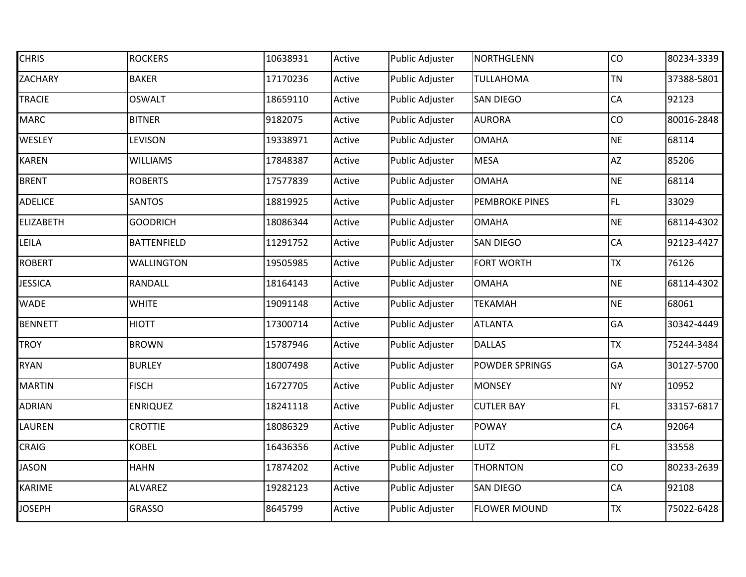| | | | | | | | |
|---|---|---|---|---|---|---|---|
| CHRIS | ROCKERS | 10638931 | Active | Public Adjuster | NORTHGLENN | CO | 80234-3339 |
| ZACHARY | BAKER | 17170236 | Active | Public Adjuster | TULLAHOMA | TN | 37388-5801 |
| TRACIE | OSWALT | 18659110 | Active | Public Adjuster | SAN DIEGO | CA | 92123 |
| MARC | BITNER | 9182075 | Active | Public Adjuster | AURORA | CO | 80016-2848 |
| WESLEY | LEVISON | 19338971 | Active | Public Adjuster | OMAHA | NE | 68114 |
| KAREN | WILLIAMS | 17848387 | Active | Public Adjuster | MESA | AZ | 85206 |
| BRENT | ROBERTS | 17577839 | Active | Public Adjuster | OMAHA | NE | 68114 |
| ADELICE | SANTOS | 18819925 | Active | Public Adjuster | PEMBROKE PINES | FL | 33029 |
| ELIZABETH | GOODRICH | 18086344 | Active | Public Adjuster | OMAHA | NE | 68114-4302 |
| LEILA | BATTENFIELD | 11291752 | Active | Public Adjuster | SAN DIEGO | CA | 92123-4427 |
| ROBERT | WALLINGTON | 19505985 | Active | Public Adjuster | FORT WORTH | TX | 76126 |
| JESSICA | RANDALL | 18164143 | Active | Public Adjuster | OMAHA | NE | 68114-4302 |
| WADE | WHITE | 19091148 | Active | Public Adjuster | TEKAMAH | NE | 68061 |
| BENNETT | HIOTT | 17300714 | Active | Public Adjuster | ATLANTA | GA | 30342-4449 |
| TROY | BROWN | 15787946 | Active | Public Adjuster | DALLAS | TX | 75244-3484 |
| RYAN | BURLEY | 18007498 | Active | Public Adjuster | POWDER SPRINGS | GA | 30127-5700 |
| MARTIN | FISCH | 16727705 | Active | Public Adjuster | MONSEY | NY | 10952 |
| ADRIAN | ENRIQUEZ | 18241118 | Active | Public Adjuster | CUTLER BAY | FL | 33157-6817 |
| LAUREN | CROTTIE | 18086329 | Active | Public Adjuster | POWAY | CA | 92064 |
| CRAIG | KOBEL | 16436356 | Active | Public Adjuster | LUTZ | FL | 33558 |
| JASON | HAHN | 17874202 | Active | Public Adjuster | THORNTON | CO | 80233-2639 |
| KARIME | ALVAREZ | 19282123 | Active | Public Adjuster | SAN DIEGO | CA | 92108 |
| JOSEPH | GRASSO | 8645799 | Active | Public Adjuster | FLOWER MOUND | TX | 75022-6428 |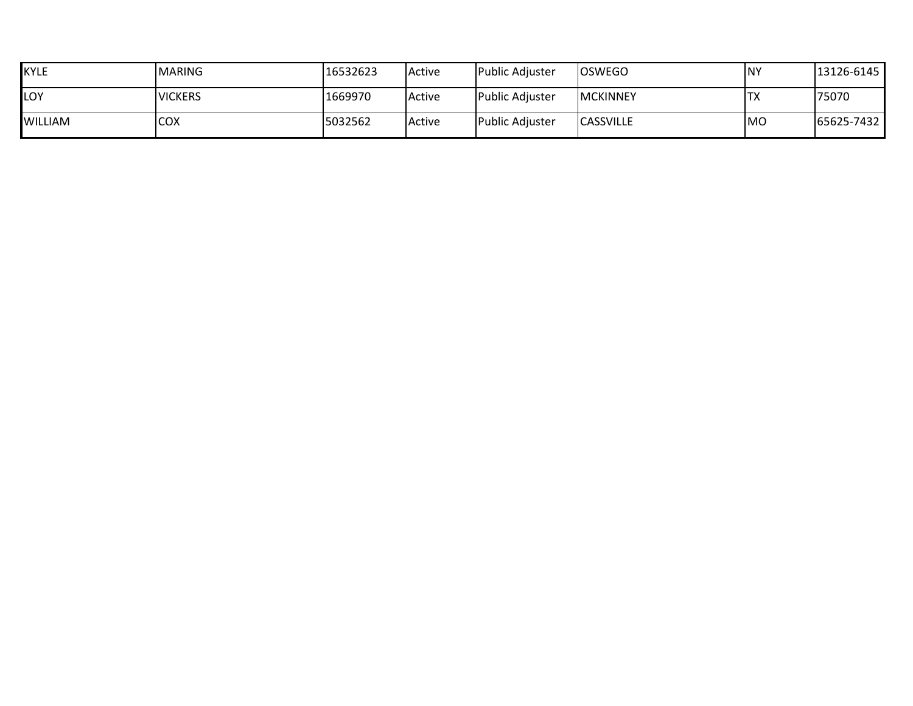| | | | | | | | |
|---|---|---|---|---|---|---|---|
| KYLE | MARING | 16532623 | Active | Public Adjuster | OSWEGO | NY | 13126-6145 |
| LOY | VICKERS | 1669970 | Active | Public Adjuster | MCKINNEY | TX | 75070 |
| WILLIAM | COX | 5032562 | Active | Public Adjuster | CASSVILLE | MO | 65625-7432 |